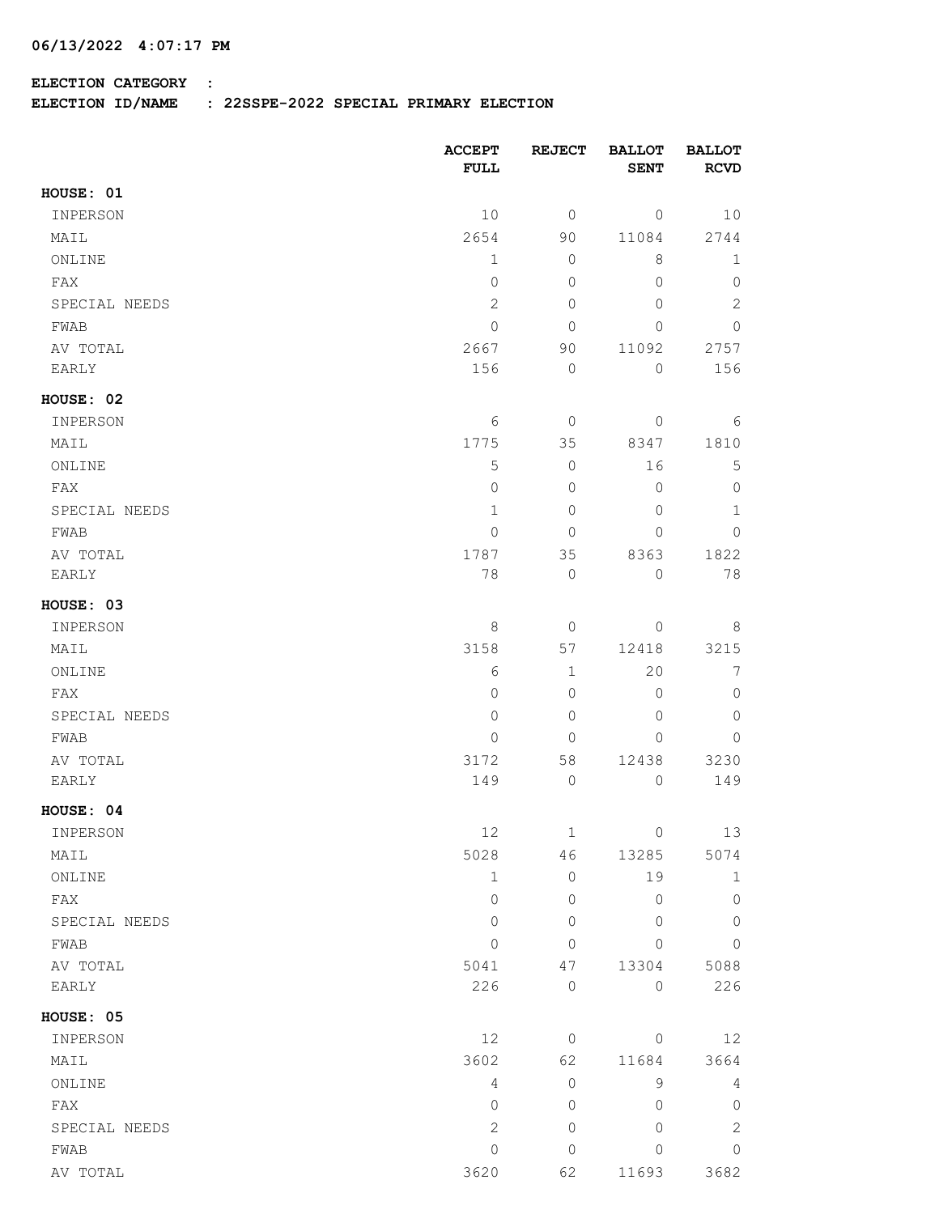**06/13/2022 4:07:17 PM**

**ELECTION CATEGORY :**

**ELECTION ID/NAME : 22SSPE-2022 SPECIAL PRIMARY ELECTION**

| | ACCEPT FULL | REJECT | BALLOT SENT | BALLOT RCVD |
|---|---|---|---|---|
| **HOUSE: 01** | | | | |
| INPERSON | 10 | 0 | 0 | 10 |
| MAIL | 2654 | 90 | 11084 | 2744 |
| ONLINE | 1 | 0 | 8 | 1 |
| FAX | 0 | 0 | 0 | 0 |
| SPECIAL NEEDS | 2 | 0 | 0 | 2 |
| FWAB | 0 | 0 | 0 | 0 |
| AV TOTAL | 2667 | 90 | 11092 | 2757 |
| EARLY | 156 | 0 | 0 | 156 |
| **HOUSE: 02** | | | | |
| INPERSON | 6 | 0 | 0 | 6 |
| MAIL | 1775 | 35 | 8347 | 1810 |
| ONLINE | 5 | 0 | 16 | 5 |
| FAX | 0 | 0 | 0 | 0 |
| SPECIAL NEEDS | 1 | 0 | 0 | 1 |
| FWAB | 0 | 0 | 0 | 0 |
| AV TOTAL | 1787 | 35 | 8363 | 1822 |
| EARLY | 78 | 0 | 0 | 78 |
| **HOUSE: 03** | | | | |
| INPERSON | 8 | 0 | 0 | 8 |
| MAIL | 3158 | 57 | 12418 | 3215 |
| ONLINE | 6 | 1 | 20 | 7 |
| FAX | 0 | 0 | 0 | 0 |
| SPECIAL NEEDS | 0 | 0 | 0 | 0 |
| FWAB | 0 | 0 | 0 | 0 |
| AV TOTAL | 3172 | 58 | 12438 | 3230 |
| EARLY | 149 | 0 | 0 | 149 |
| **HOUSE: 04** | | | | |
| INPERSON | 12 | 1 | 0 | 13 |
| MAIL | 5028 | 46 | 13285 | 5074 |
| ONLINE | 1 | 0 | 19 | 1 |
| FAX | 0 | 0 | 0 | 0 |
| SPECIAL NEEDS | 0 | 0 | 0 | 0 |
| FWAB | 0 | 0 | 0 | 0 |
| AV TOTAL | 5041 | 47 | 13304 | 5088 |
| EARLY | 226 | 0 | 0 | 226 |
| **HOUSE: 05** | | | | |
| INPERSON | 12 | 0 | 0 | 12 |
| MAIL | 3602 | 62 | 11684 | 3664 |
| ONLINE | 4 | 0 | 9 | 4 |
| FAX | 0 | 0 | 0 | 0 |
| SPECIAL NEEDS | 2 | 0 | 0 | 2 |
| FWAB | 0 | 0 | 0 | 0 |
| AV TOTAL | 3620 | 62 | 11693 | 3682 |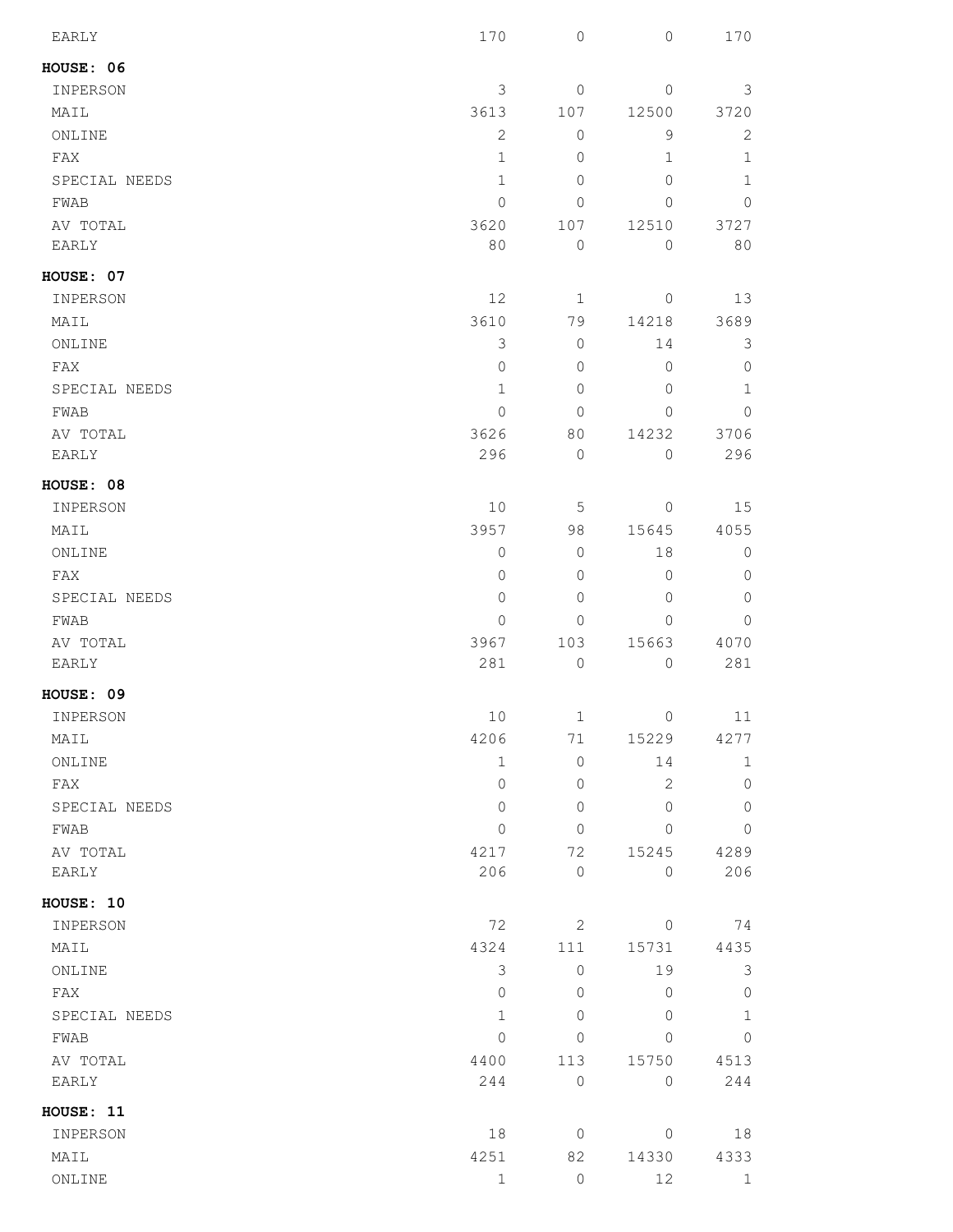| EARLY | 170 | 0 | 0 | 170 |
|---|---|---|---|---|

**HOUSE: 06**

| | | | | |
|---|---|---|---|---|
| INPERSON | 3 | 0 | 0 | 3 |
| MAIL | 3613 | 107 | 12500 | 3720 |
| ONLINE | 2 | 0 | 9 | 2 |
| FAX | 1 | 0 | 1 | 1 |
| SPECIAL NEEDS | 1 | 0 | 0 | 1 |
| FWAB | 0 | 0 | 0 | 0 |
| AV TOTAL | 3620 | 107 | 12510 | 3727 |
| EARLY | 80 | 0 | 0 | 80 |

**HOUSE: 07**

| | | | | |
|---|---|---|---|---|
| INPERSON | 12 | 1 | 0 | 13 |
| MAIL | 3610 | 79 | 14218 | 3689 |
| ONLINE | 3 | 0 | 14 | 3 |
| FAX | 0 | 0 | 0 | 0 |
| SPECIAL NEEDS | 1 | 0 | 0 | 1 |
| FWAB | 0 | 0 | 0 | 0 |
| AV TOTAL | 3626 | 80 | 14232 | 3706 |
| EARLY | 296 | 0 | 0 | 296 |

**HOUSE: 08**

| | | | | |
|---|---|---|---|---|
| INPERSON | 10 | 5 | 0 | 15 |
| MAIL | 3957 | 98 | 15645 | 4055 |
| ONLINE | 0 | 0 | 18 | 0 |
| FAX | 0 | 0 | 0 | 0 |
| SPECIAL NEEDS | 0 | 0 | 0 | 0 |
| FWAB | 0 | 0 | 0 | 0 |
| AV TOTAL | 3967 | 103 | 15663 | 4070 |
| EARLY | 281 | 0 | 0 | 281 |

**HOUSE: 09**

| | | | | |
|---|---|---|---|---|
| INPERSON | 10 | 1 | 0 | 11 |
| MAIL | 4206 | 71 | 15229 | 4277 |
| ONLINE | 1 | 0 | 14 | 1 |
| FAX | 0 | 0 | 2 | 0 |
| SPECIAL NEEDS | 0 | 0 | 0 | 0 |
| FWAB | 0 | 0 | 0 | 0 |
| AV TOTAL | 4217 | 72 | 15245 | 4289 |
| EARLY | 206 | 0 | 0 | 206 |

**HOUSE: 10**

| | | | | |
|---|---|---|---|---|
| INPERSON | 72 | 2 | 0 | 74 |
| MAIL | 4324 | 111 | 15731 | 4435 |
| ONLINE | 3 | 0 | 19 | 3 |
| FAX | 0 | 0 | 0 | 0 |
| SPECIAL NEEDS | 1 | 0 | 0 | 1 |
| FWAB | 0 | 0 | 0 | 0 |
| AV TOTAL | 4400 | 113 | 15750 | 4513 |
| EARLY | 244 | 0 | 0 | 244 |

**HOUSE: 11**

| | | | | |
|---|---|---|---|---|
| INPERSON | 18 | 0 | 0 | 18 |
| MAIL | 4251 | 82 | 14330 | 4333 |
| ONLINE | 1 | 0 | 12 | 1 |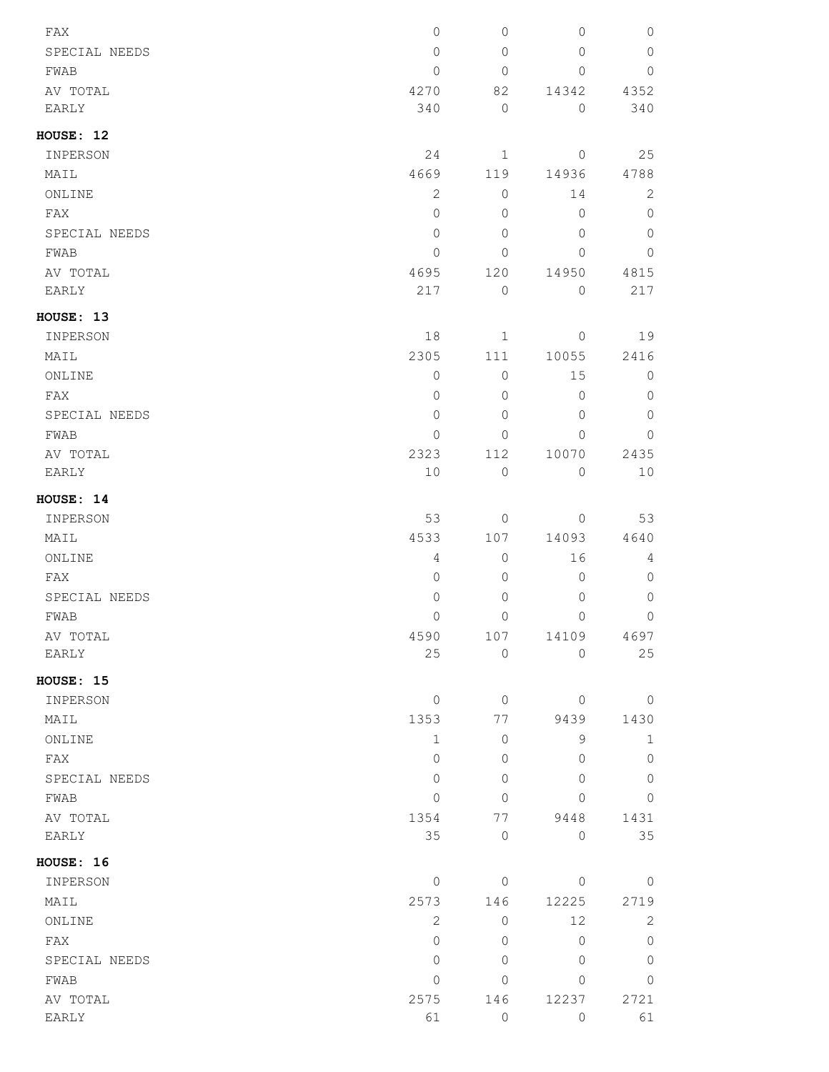| | | | | |
|---|---|---|---|---|
| FAX | 0 | 0 | 0 | 0 |
| SPECIAL NEEDS | 0 | 0 | 0 | 0 |
| FWAB | 0 | 0 | 0 | 0 |
| AV TOTAL | 4270 | 82 | 14342 | 4352 |
| EARLY | 340 | 0 | 0 | 340 |

**HOUSE: 12**

| | | | | |
|---|---|---|---|---|
| INPERSON | 24 | 1 | 0 | 25 |
| MAIL | 4669 | 119 | 14936 | 4788 |
| ONLINE | 2 | 0 | 14 | 2 |
| FAX | 0 | 0 | 0 | 0 |
| SPECIAL NEEDS | 0 | 0 | 0 | 0 |
| FWAB | 0 | 0 | 0 | 0 |
| AV TOTAL | 4695 | 120 | 14950 | 4815 |
| EARLY | 217 | 0 | 0 | 217 |

**HOUSE: 13**

| | | | | |
|---|---|---|---|---|
| INPERSON | 18 | 1 | 0 | 19 |
| MAIL | 2305 | 111 | 10055 | 2416 |
| ONLINE | 0 | 0 | 15 | 0 |
| FAX | 0 | 0 | 0 | 0 |
| SPECIAL NEEDS | 0 | 0 | 0 | 0 |
| FWAB | 0 | 0 | 0 | 0 |
| AV TOTAL | 2323 | 112 | 10070 | 2435 |
| EARLY | 10 | 0 | 0 | 10 |

**HOUSE: 14**

| | | | | |
|---|---|---|---|---|
| INPERSON | 53 | 0 | 0 | 53 |
| MAIL | 4533 | 107 | 14093 | 4640 |
| ONLINE | 4 | 0 | 16 | 4 |
| FAX | 0 | 0 | 0 | 0 |
| SPECIAL NEEDS | 0 | 0 | 0 | 0 |
| FWAB | 0 | 0 | 0 | 0 |
| AV TOTAL | 4590 | 107 | 14109 | 4697 |
| EARLY | 25 | 0 | 0 | 25 |

**HOUSE: 15**

| | | | | |
|---|---|---|---|---|
| INPERSON | 0 | 0 | 0 | 0 |
| MAIL | 1353 | 77 | 9439 | 1430 |
| ONLINE | 1 | 0 | 9 | 1 |
| FAX | 0 | 0 | 0 | 0 |
| SPECIAL NEEDS | 0 | 0 | 0 | 0 |
| FWAB | 0 | 0 | 0 | 0 |
| AV TOTAL | 1354 | 77 | 9448 | 1431 |
| EARLY | 35 | 0 | 0 | 35 |

**HOUSE: 16**

| | | | | |
|---|---|---|---|---|
| INPERSON | 0 | 0 | 0 | 0 |
| MAIL | 2573 | 146 | 12225 | 2719 |
| ONLINE | 2 | 0 | 12 | 2 |
| FAX | 0 | 0 | 0 | 0 |
| SPECIAL NEEDS | 0 | 0 | 0 | 0 |
| FWAB | 0 | 0 | 0 | 0 |
| AV TOTAL | 2575 | 146 | 12237 | 2721 |
| EARLY | 61 | 0 | 0 | 61 |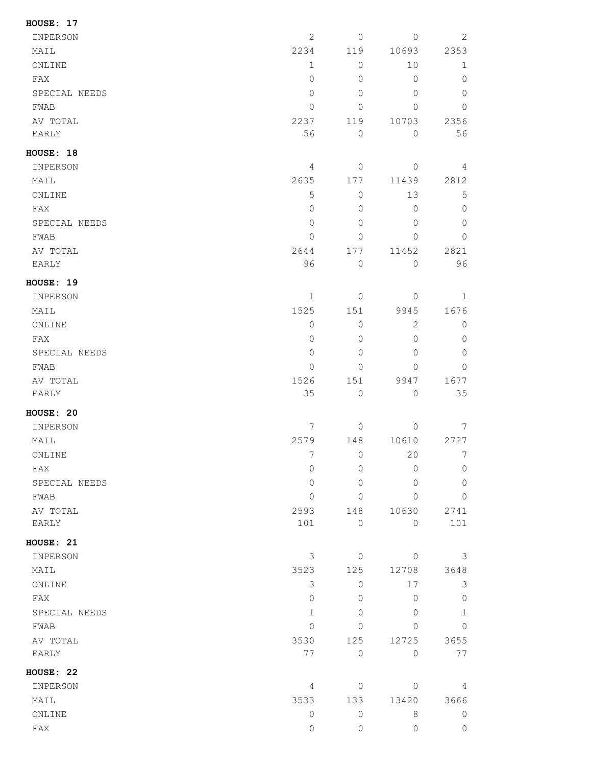**HOUSE: 17**

| | | | | |
|---|---|---|---|---|
| INPERSON | 2 | 0 | 0 | 2 |
| MAIL | 2234 | 119 | 10693 | 2353 |
| ONLINE | 1 | 0 | 10 | 1 |
| FAX | 0 | 0 | 0 | 0 |
| SPECIAL NEEDS | 0 | 0 | 0 | 0 |
| FWAB | 0 | 0 | 0 | 0 |
| AV TOTAL | 2237 | 119 | 10703 | 2356 |
| EARLY | 56 | 0 | 0 | 56 |

**HOUSE: 18**

| | | | | |
|---|---|---|---|---|
| INPERSON | 4 | 0 | 0 | 4 |
| MAIL | 2635 | 177 | 11439 | 2812 |
| ONLINE | 5 | 0 | 13 | 5 |
| FAX | 0 | 0 | 0 | 0 |
| SPECIAL NEEDS | 0 | 0 | 0 | 0 |
| FWAB | 0 | 0 | 0 | 0 |
| AV TOTAL | 2644 | 177 | 11452 | 2821 |
| EARLY | 96 | 0 | 0 | 96 |

**HOUSE: 19**

| | | | | |
|---|---|---|---|---|
| INPERSON | 1 | 0 | 0 | 1 |
| MAIL | 1525 | 151 | 9945 | 1676 |
| ONLINE | 0 | 0 | 2 | 0 |
| FAX | 0 | 0 | 0 | 0 |
| SPECIAL NEEDS | 0 | 0 | 0 | 0 |
| FWAB | 0 | 0 | 0 | 0 |
| AV TOTAL | 1526 | 151 | 9947 | 1677 |
| EARLY | 35 | 0 | 0 | 35 |

**HOUSE: 20**

| | | | | |
|---|---|---|---|---|
| INPERSON | 7 | 0 | 0 | 7 |
| MAIL | 2579 | 148 | 10610 | 2727 |
| ONLINE | 7 | 0 | 20 | 7 |
| FAX | 0 | 0 | 0 | 0 |
| SPECIAL NEEDS | 0 | 0 | 0 | 0 |
| FWAB | 0 | 0 | 0 | 0 |
| AV TOTAL | 2593 | 148 | 10630 | 2741 |
| EARLY | 101 | 0 | 0 | 101 |

**HOUSE: 21**

| | | | | |
|---|---|---|---|---|
| INPERSON | 3 | 0 | 0 | 3 |
| MAIL | 3523 | 125 | 12708 | 3648 |
| ONLINE | 3 | 0 | 17 | 3 |
| FAX | 0 | 0 | 0 | 0 |
| SPECIAL NEEDS | 1 | 0 | 0 | 1 |
| FWAB | 0 | 0 | 0 | 0 |
| AV TOTAL | 3530 | 125 | 12725 | 3655 |
| EARLY | 77 | 0 | 0 | 77 |

**HOUSE: 22**

| | | | | |
|---|---|---|---|---|
| INPERSON | 4 | 0 | 0 | 4 |
| MAIL | 3533 | 133 | 13420 | 3666 |
| ONLINE | 0 | 0 | 8 | 0 |
| FAX | 0 | 0 | 0 | 0 |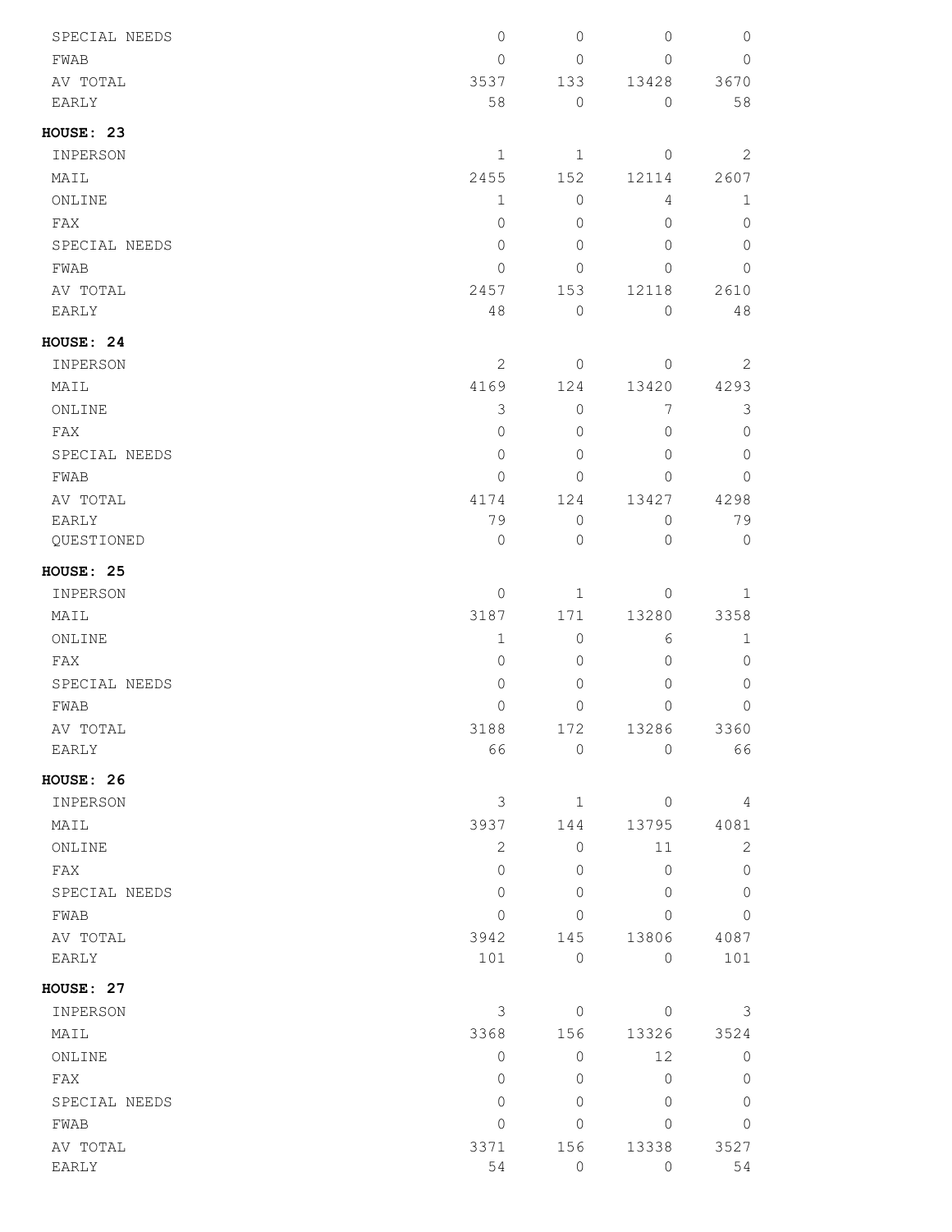| | | | | |
|---|---|---|---|---|
| SPECIAL NEEDS | 0 | 0 | 0 | 0 |
| FWAB | 0 | 0 | 0 | 0 |
| AV TOTAL | 3537 | 133 | 13428 | 3670 |
| EARLY | 58 | 0 | 0 | 58 |

**HOUSE: 23**

| | | | | |
|---|---|---|---|---|
| INPERSON | 1 | 1 | 0 | 2 |
| MAIL | 2455 | 152 | 12114 | 2607 |
| ONLINE | 1 | 0 | 4 | 1 |
| FAX | 0 | 0 | 0 | 0 |
| SPECIAL NEEDS | 0 | 0 | 0 | 0 |
| FWAB | 0 | 0 | 0 | 0 |
| AV TOTAL | 2457 | 153 | 12118 | 2610 |
| EARLY | 48 | 0 | 0 | 48 |

**HOUSE: 24**

| | | | | |
|---|---|---|---|---|
| INPERSON | 2 | 0 | 0 | 2 |
| MAIL | 4169 | 124 | 13420 | 4293 |
| ONLINE | 3 | 0 | 7 | 3 |
| FAX | 0 | 0 | 0 | 0 |
| SPECIAL NEEDS | 0 | 0 | 0 | 0 |
| FWAB | 0 | 0 | 0 | 0 |
| AV TOTAL | 4174 | 124 | 13427 | 4298 |
| EARLY | 79 | 0 | 0 | 79 |
| QUESTIONED | 0 | 0 | 0 | 0 |

**HOUSE: 25**

| | | | | |
|---|---|---|---|---|
| INPERSON | 0 | 1 | 0 | 1 |
| MAIL | 3187 | 171 | 13280 | 3358 |
| ONLINE | 1 | 0 | 6 | 1 |
| FAX | 0 | 0 | 0 | 0 |
| SPECIAL NEEDS | 0 | 0 | 0 | 0 |
| FWAB | 0 | 0 | 0 | 0 |
| AV TOTAL | 3188 | 172 | 13286 | 3360 |
| EARLY | 66 | 0 | 0 | 66 |

**HOUSE: 26**

| | | | | |
|---|---|---|---|---|
| INPERSON | 3 | 1 | 0 | 4 |
| MAIL | 3937 | 144 | 13795 | 4081 |
| ONLINE | 2 | 0 | 11 | 2 |
| FAX | 0 | 0 | 0 | 0 |
| SPECIAL NEEDS | 0 | 0 | 0 | 0 |
| FWAB | 0 | 0 | 0 | 0 |
| AV TOTAL | 3942 | 145 | 13806 | 4087 |
| EARLY | 101 | 0 | 0 | 101 |

**HOUSE: 27**

| | | | | |
|---|---|---|---|---|
| INPERSON | 3 | 0 | 0 | 3 |
| MAIL | 3368 | 156 | 13326 | 3524 |
| ONLINE | 0 | 0 | 12 | 0 |
| FAX | 0 | 0 | 0 | 0 |
| SPECIAL NEEDS | 0 | 0 | 0 | 0 |
| FWAB | 0 | 0 | 0 | 0 |
| AV TOTAL | 3371 | 156 | 13338 | 3527 |
| EARLY | 54 | 0 | 0 | 54 |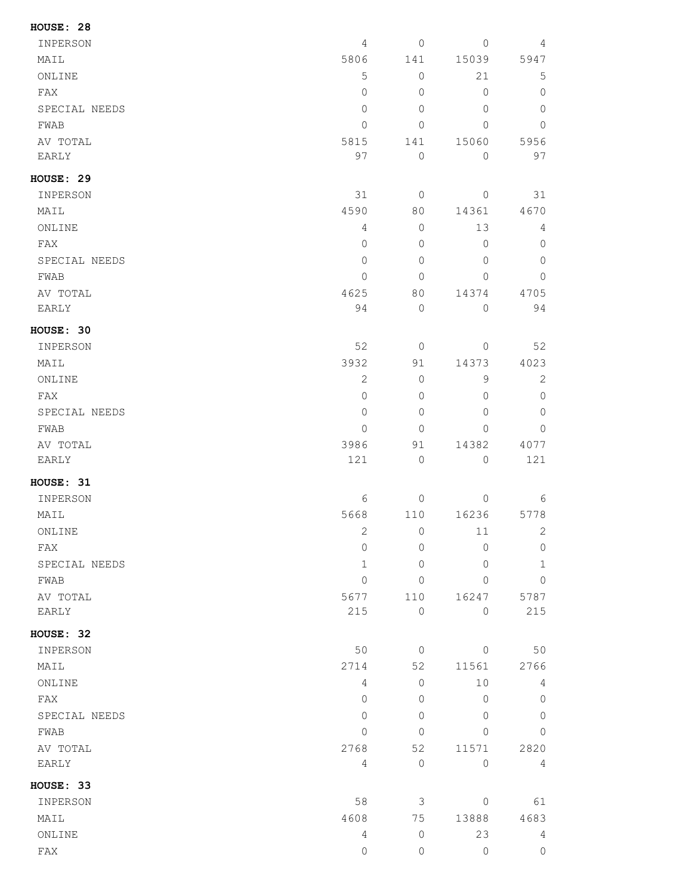**HOUSE: 28**

| | | | | |
|---|---|---|---|---|
| INPERSON | 4 | 0 | 0 | 4 |
| MAIL | 5806 | 141 | 15039 | 5947 |
| ONLINE | 5 | 0 | 21 | 5 |
| FAX | 0 | 0 | 0 | 0 |
| SPECIAL NEEDS | 0 | 0 | 0 | 0 |
| FWAB | 0 | 0 | 0 | 0 |
| AV TOTAL | 5815 | 141 | 15060 | 5956 |
| EARLY | 97 | 0 | 0 | 97 |

**HOUSE: 29**

| | | | | |
|---|---|---|---|---|
| INPERSON | 31 | 0 | 0 | 31 |
| MAIL | 4590 | 80 | 14361 | 4670 |
| ONLINE | 4 | 0 | 13 | 4 |
| FAX | 0 | 0 | 0 | 0 |
| SPECIAL NEEDS | 0 | 0 | 0 | 0 |
| FWAB | 0 | 0 | 0 | 0 |
| AV TOTAL | 4625 | 80 | 14374 | 4705 |
| EARLY | 94 | 0 | 0 | 94 |

**HOUSE: 30**

| | | | | |
|---|---|---|---|---|
| INPERSON | 52 | 0 | 0 | 52 |
| MAIL | 3932 | 91 | 14373 | 4023 |
| ONLINE | 2 | 0 | 9 | 2 |
| FAX | 0 | 0 | 0 | 0 |
| SPECIAL NEEDS | 0 | 0 | 0 | 0 |
| FWAB | 0 | 0 | 0 | 0 |
| AV TOTAL | 3986 | 91 | 14382 | 4077 |
| EARLY | 121 | 0 | 0 | 121 |

**HOUSE: 31**

| | | | | |
|---|---|---|---|---|
| INPERSON | 6 | 0 | 0 | 6 |
| MAIL | 5668 | 110 | 16236 | 5778 |
| ONLINE | 2 | 0 | 11 | 2 |
| FAX | 0 | 0 | 0 | 0 |
| SPECIAL NEEDS | 1 | 0 | 0 | 1 |
| FWAB | 0 | 0 | 0 | 0 |
| AV TOTAL | 5677 | 110 | 16247 | 5787 |
| EARLY | 215 | 0 | 0 | 215 |

**HOUSE: 32**

| | | | | |
|---|---|---|---|---|
| INPERSON | 50 | 0 | 0 | 50 |
| MAIL | 2714 | 52 | 11561 | 2766 |
| ONLINE | 4 | 0 | 10 | 4 |
| FAX | 0 | 0 | 0 | 0 |
| SPECIAL NEEDS | 0 | 0 | 0 | 0 |
| FWAB | 0 | 0 | 0 | 0 |
| AV TOTAL | 2768 | 52 | 11571 | 2820 |
| EARLY | 4 | 0 | 0 | 4 |

**HOUSE: 33**

| | | | | |
|---|---|---|---|---|
| INPERSON | 58 | 3 | 0 | 61 |
| MAIL | 4608 | 75 | 13888 | 4683 |
| ONLINE | 4 | 0 | 23 | 4 |
| FAX | 0 | 0 | 0 | 0 |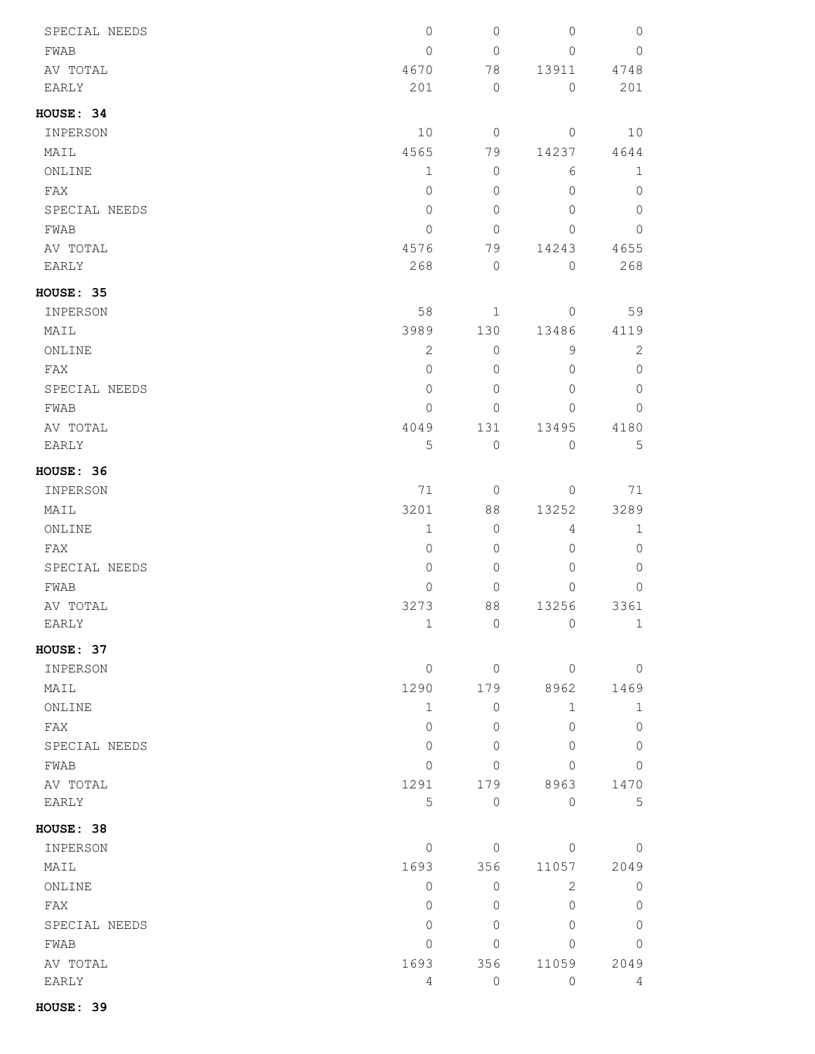| | | | | |
|---|---|---|---|---|
| SPECIAL NEEDS | 0 | 0 | 0 | 0 |
| FWAB | 0 | 0 | 0 | 0 |
| AV TOTAL | 4670 | 78 | 13911 | 4748 |
| EARLY | 201 | 0 | 0 | 201 |

**HOUSE: 34**

| | | | | |
|---|---|---|---|---|
| INPERSON | 10 | 0 | 0 | 10 |
| MAIL | 4565 | 79 | 14237 | 4644 |
| ONLINE | 1 | 0 | 6 | 1 |
| FAX | 0 | 0 | 0 | 0 |
| SPECIAL NEEDS | 0 | 0 | 0 | 0 |
| FWAB | 0 | 0 | 0 | 0 |
| AV TOTAL | 4576 | 79 | 14243 | 4655 |
| EARLY | 268 | 0 | 0 | 268 |

**HOUSE: 35**

| | | | | |
|---|---|---|---|---|
| INPERSON | 58 | 1 | 0 | 59 |
| MAIL | 3989 | 130 | 13486 | 4119 |
| ONLINE | 2 | 0 | 9 | 2 |
| FAX | 0 | 0 | 0 | 0 |
| SPECIAL NEEDS | 0 | 0 | 0 | 0 |
| FWAB | 0 | 0 | 0 | 0 |
| AV TOTAL | 4049 | 131 | 13495 | 4180 |
| EARLY | 5 | 0 | 0 | 5 |

**HOUSE: 36**

| | | | | |
|---|---|---|---|---|
| INPERSON | 71 | 0 | 0 | 71 |
| MAIL | 3201 | 88 | 13252 | 3289 |
| ONLINE | 1 | 0 | 4 | 1 |
| FAX | 0 | 0 | 0 | 0 |
| SPECIAL NEEDS | 0 | 0 | 0 | 0 |
| FWAB | 0 | 0 | 0 | 0 |
| AV TOTAL | 3273 | 88 | 13256 | 3361 |
| EARLY | 1 | 0 | 0 | 1 |

**HOUSE: 37**

| | | | | |
|---|---|---|---|---|
| INPERSON | 0 | 0 | 0 | 0 |
| MAIL | 1290 | 179 | 8962 | 1469 |
| ONLINE | 1 | 0 | 1 | 1 |
| FAX | 0 | 0 | 0 | 0 |
| SPECIAL NEEDS | 0 | 0 | 0 | 0 |
| FWAB | 0 | 0 | 0 | 0 |
| AV TOTAL | 1291 | 179 | 8963 | 1470 |
| EARLY | 5 | 0 | 0 | 5 |

**HOUSE: 38**

| | | | | |
|---|---|---|---|---|
| INPERSON | 0 | 0 | 0 | 0 |
| MAIL | 1693 | 356 | 11057 | 2049 |
| ONLINE | 0 | 0 | 2 | 0 |
| FAX | 0 | 0 | 0 | 0 |
| SPECIAL NEEDS | 0 | 0 | 0 | 0 |
| FWAB | 0 | 0 | 0 | 0 |
| AV TOTAL | 1693 | 356 | 11059 | 2049 |
| EARLY | 4 | 0 | 0 | 4 |

**HOUSE: 39**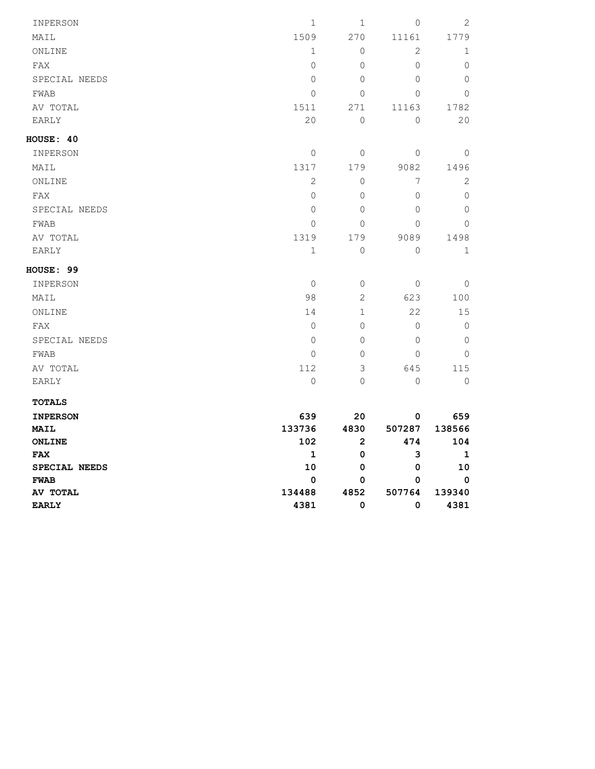| | | | | |
|---|---|---|---|---|
| INPERSON | 1 | 1 | 0 | 2 |
| MAIL | 1509 | 270 | 11161 | 1779 |
| ONLINE | 1 | 0 | 2 | 1 |
| FAX | 0 | 0 | 0 | 0 |
| SPECIAL NEEDS | 0 | 0 | 0 | 0 |
| FWAB | 0 | 0 | 0 | 0 |
| AV TOTAL | 1511 | 271 | 11163 | 1782 |
| EARLY | 20 | 0 | 0 | 20 |

**HOUSE: 40**

| | | | | |
|---|---|---|---|---|
| INPERSON | 0 | 0 | 0 | 0 |
| MAIL | 1317 | 179 | 9082 | 1496 |
| ONLINE | 2 | 0 | 7 | 2 |
| FAX | 0 | 0 | 0 | 0 |
| SPECIAL NEEDS | 0 | 0 | 0 | 0 |
| FWAB | 0 | 0 | 0 | 0 |
| AV TOTAL | 1319 | 179 | 9089 | 1498 |
| EARLY | 1 | 0 | 0 | 1 |

**HOUSE: 99**

| | | | | |
|---|---|---|---|---|
| INPERSON | 0 | 0 | 0 | 0 |
| MAIL | 98 | 2 | 623 | 100 |
| ONLINE | 14 | 1 | 22 | 15 |
| FAX | 0 | 0 | 0 | 0 |
| SPECIAL NEEDS | 0 | 0 | 0 | 0 |
| FWAB | 0 | 0 | 0 | 0 |
| AV TOTAL | 112 | 3 | 645 | 115 |
| EARLY | 0 | 0 | 0 | 0 |

**TOTALS**

| | | | | |
|---|---|---|---|---|
| **INPERSON** | **639** | **20** | **0** | **659** |
| **MAIL** | **133736** | **4830** | **507287** | **138566** |
| **ONLINE** | **102** | **2** | **474** | **104** |
| **FAX** | **1** | **0** | **3** | **1** |
| **SPECIAL NEEDS** | **10** | **0** | **0** | **10** |
| **FWAB** | **0** | **0** | **0** | **0** |
| **AV TOTAL** | **134488** | **4852** | **507764** | **139340** |
| **EARLY** | **4381** | **0** | **0** | **4381** |